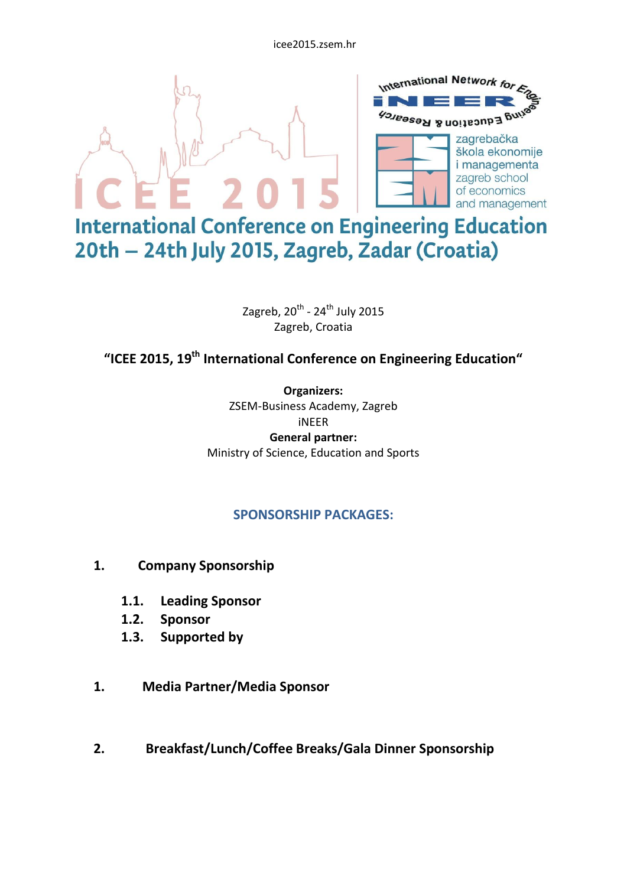icee2015.zsem.hr

# ICEE 2015

International Network for Engineering Education & Research

iNEER

zagrebačka škola ekonomije i managementa
zagreb school of economics and management

## International Conference on Engineering Education
## 20th – 24th July 2015, Zagreb, Zadar (Croatia)

Zagreb, 20th - 24th July 2015
Zagreb, Croatia

**"ICEE 2015, 19th International Conference on Engineering Education"**

**Organizers:**
ZSEM-Business Academy, Zagreb
iNEER
**General partner:**
Ministry of Science, Education and Sports

## SPONSORSHIP PACKAGES:

**1. Company Sponsorship**

- **1.1. Leading Sponsor**
- **1.2. Sponsor**
- **1.3. Supported by**

**1. Media Partner/Media Sponsor**

**2. Breakfast/Lunch/Coffee Breaks/Gala Dinner Sponsorship**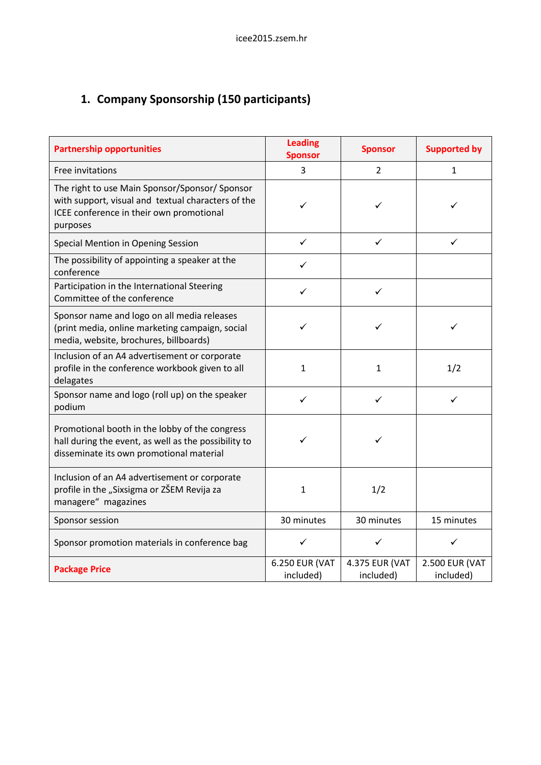## 1. Company Sponsorship (150 participants)

| Partnership opportunities | Leading Sponsor | Sponsor | Supported by |
|---|---|---|---|
| Free invitations | 3 | 2 | 1 |
| The right to use Main Sponsor/Sponsor/ Sponsor with support, visual and textual characters of the ICEE conference in their own promotional purposes | ✓ | ✓ | ✓ |
| Special Mention in Opening Session | ✓ | ✓ | ✓ |
| The possibility of appointing a speaker at the conference | ✓ | | |
| Participation in the International Steering Committee of the conference | ✓ | ✓ | |
| Sponsor name and logo on all media releases (print media, online marketing campaign, social media, website, brochures, billboards) | ✓ | ✓ | ✓ |
| Inclusion of an A4 advertisement or corporate profile in the conference workbook given to all delagates | 1 | 1 | 1/2 |
| Sponsor name and logo (roll up) on the speaker podium | ✓ | ✓ | ✓ |
| Promotional booth in the lobby of the congress hall during the event, as well as the possibility to disseminate its own promotional material | ✓ | ✓ | |
| Inclusion of an A4 advertisement or corporate profile in the „Sixsigma or ZŠEM Revija za managere" magazines | 1 | 1/2 | |
| Sponsor session | 30 minutes | 30 minutes | 15 minutes |
| Sponsor promotion materials in conference bag | ✓ | ✓ | ✓ |
| **Package Price** | 6.250 EUR (VAT included) | 4.375 EUR (VAT included) | 2.500 EUR (VAT included) |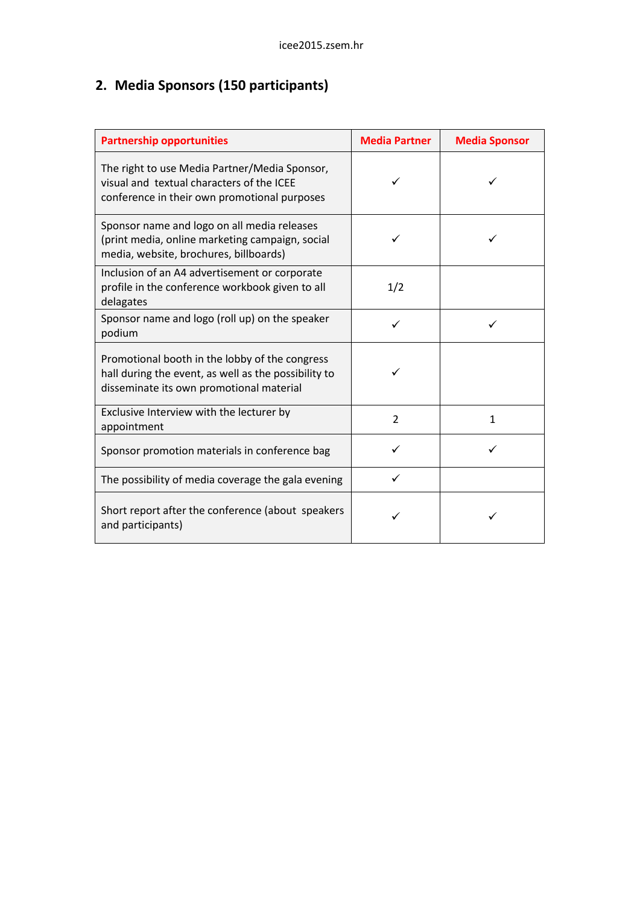## 2. Media Sponsors (150 participants)

| Partnership opportunities | Media Partner | Media Sponsor |
|---|---|---|
| The right to use Media Partner/Media Sponsor, visual and textual characters of the ICEE conference in their own promotional purposes | ✓ | ✓ |
| Sponsor name and logo on all media releases (print media, online marketing campaign, social media, website, brochures, billboards) | ✓ | ✓ |
| Inclusion of an A4 advertisement or corporate profile in the conference workbook given to all delagates | 1/2 | |
| Sponsor name and logo (roll up) on the speaker podium | ✓ | ✓ |
| Promotional booth in the lobby of the congress hall during the event, as well as the possibility to disseminate its own promotional material | ✓ | |
| Exclusive Interview with the lecturer by appointment | 2 | 1 |
| Sponsor promotion materials in conference bag | ✓ | ✓ |
| The possibility of media coverage the gala evening | ✓ | |
| Short report after the conference (about speakers and participants) | ✓ | ✓ |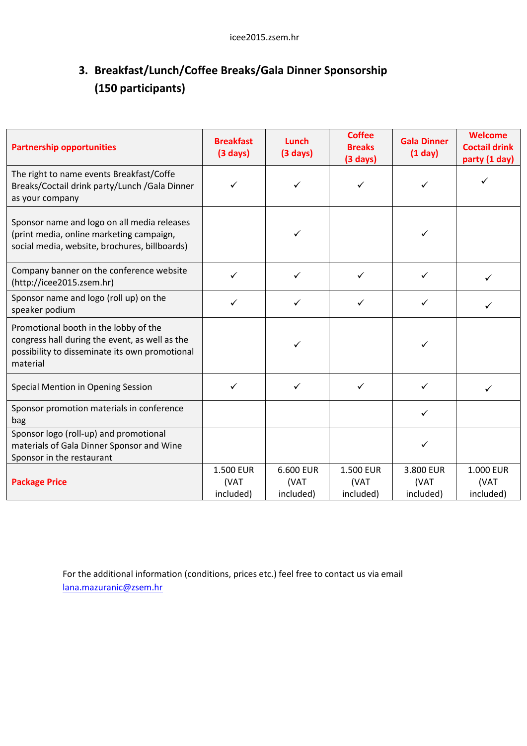### 3. Breakfast/Lunch/Coffee Breaks/Gala Dinner Sponsorship (150 participants)

| Partnership opportunities | Breakfast (3 days) | Lunch (3 days) | Coffee Breaks (3 days) | Gala Dinner (1 day) | Welcome Coctail drink party (1 day) |
|---|---|---|---|---|---|
| The right to name events Breakfast/Coffe Breaks/Coctail drink party/Lunch /Gala Dinner as your company | ✓ | ✓ | ✓ | ✓ | ✓ |
| Sponsor name and logo on all media releases (print media, online marketing campaign, social media, website, brochures, billboards) | | ✓ | | ✓ | |
| Company banner on the conference website (http://icee2015.zsem.hr) | ✓ | ✓ | ✓ | ✓ | ✓ |
| Sponsor name and logo (roll up) on the speaker podium | ✓ | ✓ | ✓ | ✓ | ✓ |
| Promotional booth in the lobby of the congress hall during the event, as well as the possibility to disseminate its own promotional material | | ✓ | | ✓ | |
| Special Mention in Opening Session | ✓ | ✓ | ✓ | ✓ | ✓ |
| Sponsor promotion materials in conference bag | | | | ✓ | |
| Sponsor logo (roll-up) and promotional materials of Gala Dinner Sponsor and Wine Sponsor in the restaurant | | | | ✓ | |
| **Package Price** | 1.500 EUR (VAT included) | 6.600 EUR (VAT included) | 1.500 EUR (VAT included) | 3.800 EUR (VAT included) | 1.000 EUR (VAT included) |

For the additional information (conditions, prices etc.) feel free to contact us via email [lana.mazuranic@zsem.hr](mailto:lana.mazuranic@zsem.hr)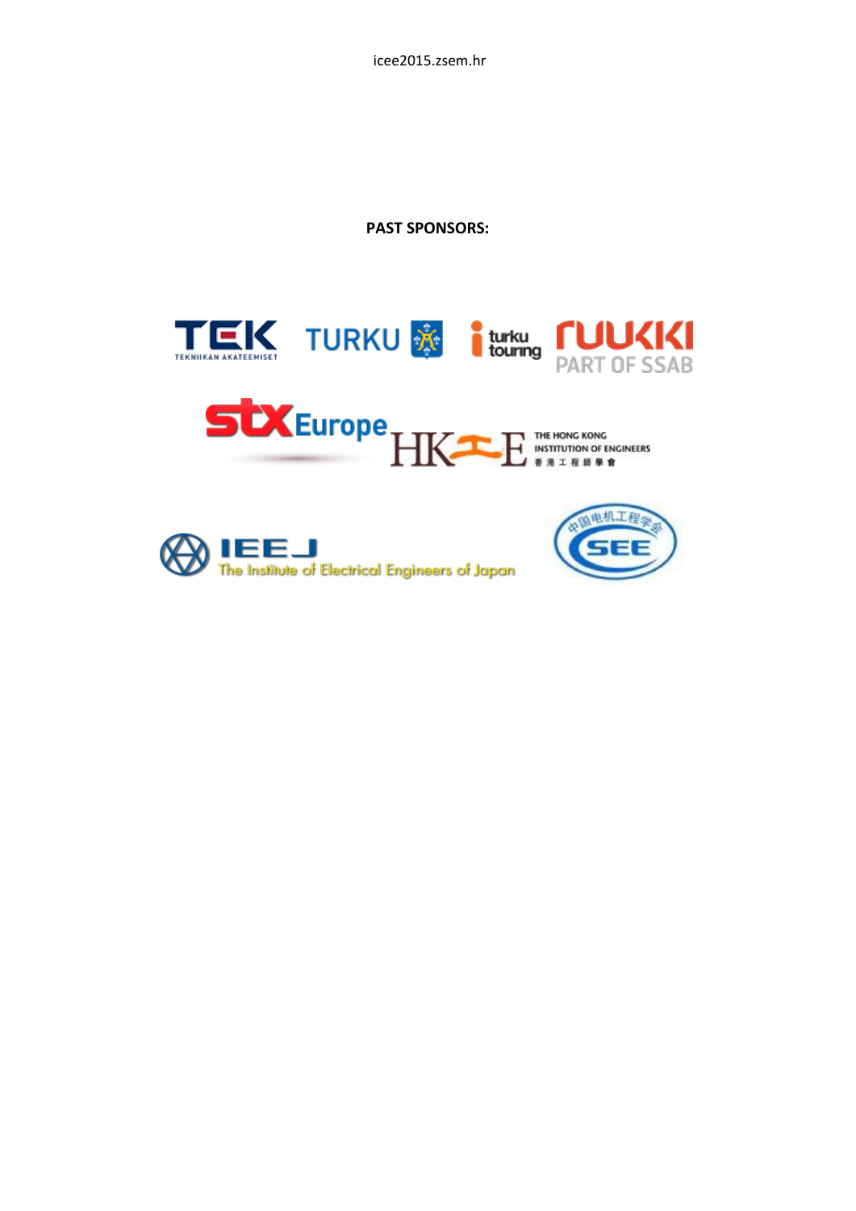**PAST SPONSORS:**